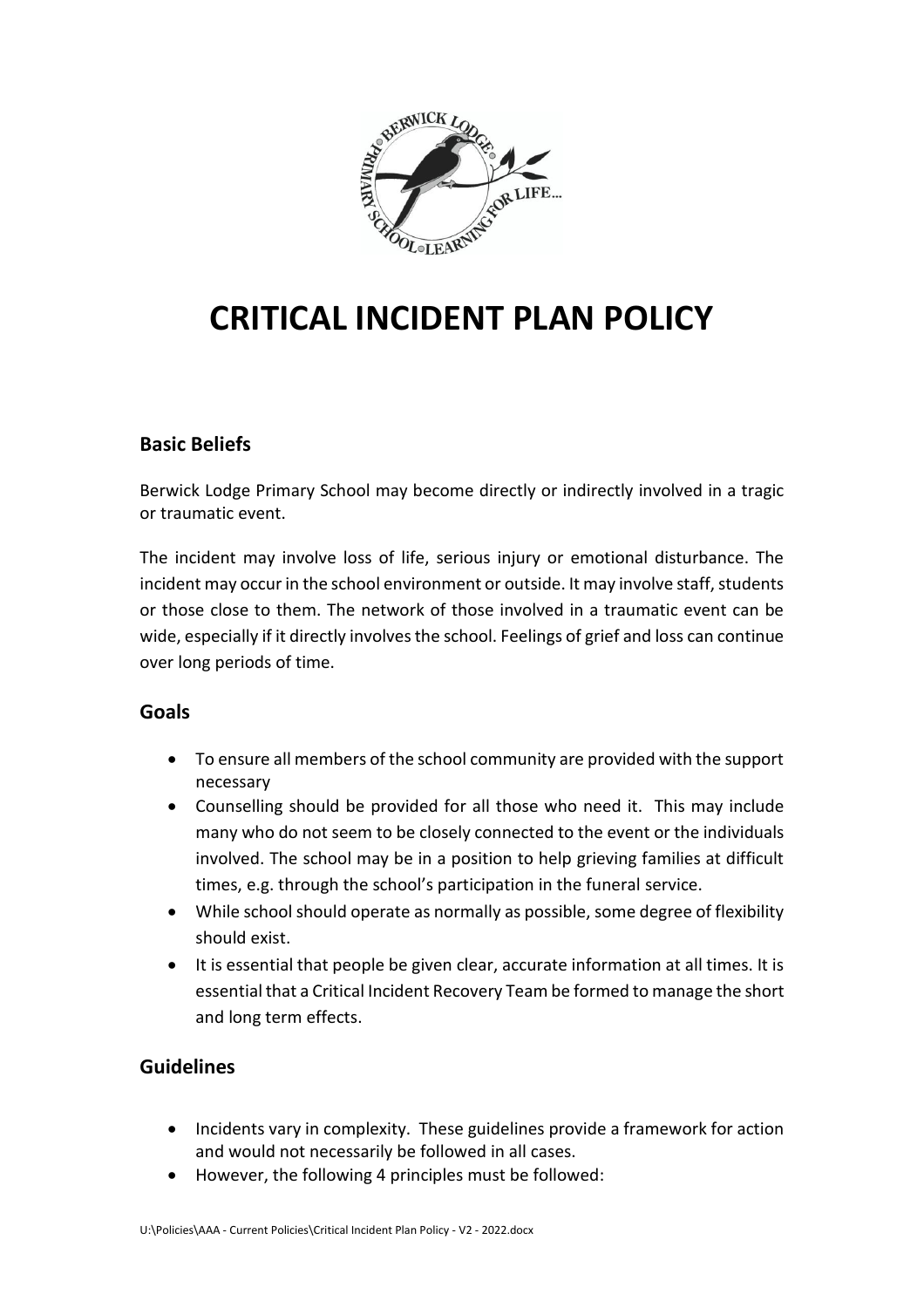# CRITICAL INCIDENT PLAN POLICY

## Basic Beliefs

Berwick Lodge Primary School may become directly or indirectly involved in a tragic or traumatic event.

The incident may involve loss of life, serious injury or emotional disturbance. The incident may occur in the school environment or outside. It may involve staff, students or those close to them. The network of those involved in a traumatic event can be wide, especially if it directly involves the school. Feelings of grief and loss can continue over long periods of time.

## Goals

- To ensure all members of the school community are provided with the support necessary
- Counselling should be provided for all those who need it. This may include many who do not seem to be closely connected to the event or the individuals involved. The school may be in a position to help grieving families at difficult times, e.g. through the school's participation in the funeral service.
- While school should operate as normally as possible, some degree of flexibility should exist.
- It is essential that people be given clear, accurate information at all times. It is essential that a Critical Incident Recovery Team be formed to manage the short and long term effects.

## Guidelines

- Incidents vary in complexity. These guidelines provide a framework for action and would not necessarily be followed in all cases.
- However, the following 4 principles must be followed: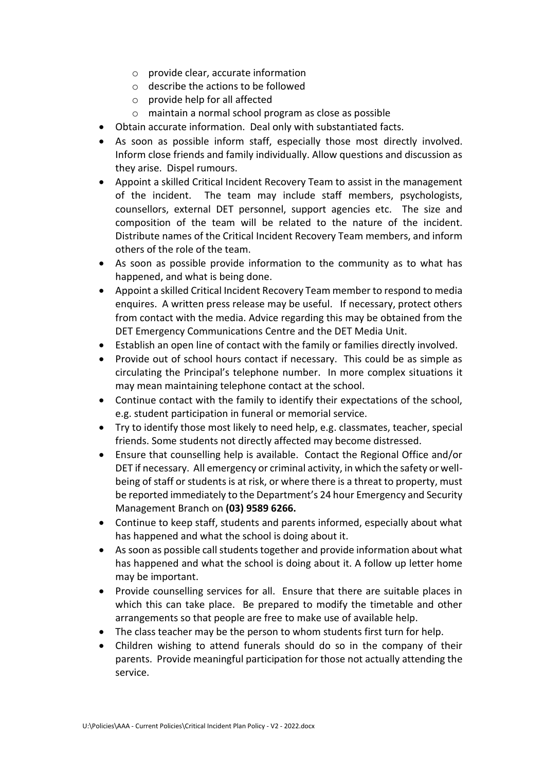- provide clear, accurate information
  - describe the actions to be followed
  - provide help for all affected
  - maintain a normal school program as close as possible
- Obtain accurate information. Deal only with substantiated facts.
- As soon as possible inform staff, especially those most directly involved. Inform close friends and family individually. Allow questions and discussion as they arise. Dispel rumours.
- Appoint a skilled Critical Incident Recovery Team to assist in the management of the incident. The team may include staff members, psychologists, counsellors, external DET personnel, support agencies etc. The size and composition of the team will be related to the nature of the incident. Distribute names of the Critical Incident Recovery Team members, and inform others of the role of the team.
- As soon as possible provide information to the community as to what has happened, and what is being done.
- Appoint a skilled Critical Incident Recovery Team member to respond to media enquires. A written press release may be useful. If necessary, protect others from contact with the media. Advice regarding this may be obtained from the DET Emergency Communications Centre and the DET Media Unit.
- Establish an open line of contact with the family or families directly involved.
- Provide out of school hours contact if necessary. This could be as simple as circulating the Principal's telephone number. In more complex situations it may mean maintaining telephone contact at the school.
- Continue contact with the family to identify their expectations of the school, e.g. student participation in funeral or memorial service.
- Try to identify those most likely to need help, e.g. classmates, teacher, special friends. Some students not directly affected may become distressed.
- Ensure that counselling help is available. Contact the Regional Office and/or DET if necessary. All emergency or criminal activity, in which the safety or well-being of staff or students is at risk, or where there is a threat to property, must be reported immediately to the Department's 24 hour Emergency and Security Management Branch on **(03) 9589 6266.**
- Continue to keep staff, students and parents informed, especially about what has happened and what the school is doing about it.
- As soon as possible call students together and provide information about what has happened and what the school is doing about it. A follow up letter home may be important.
- Provide counselling services for all. Ensure that there are suitable places in which this can take place. Be prepared to modify the timetable and other arrangements so that people are free to make use of available help.
- The class teacher may be the person to whom students first turn for help.
- Children wishing to attend funerals should do so in the company of their parents. Provide meaningful participation for those not actually attending the service.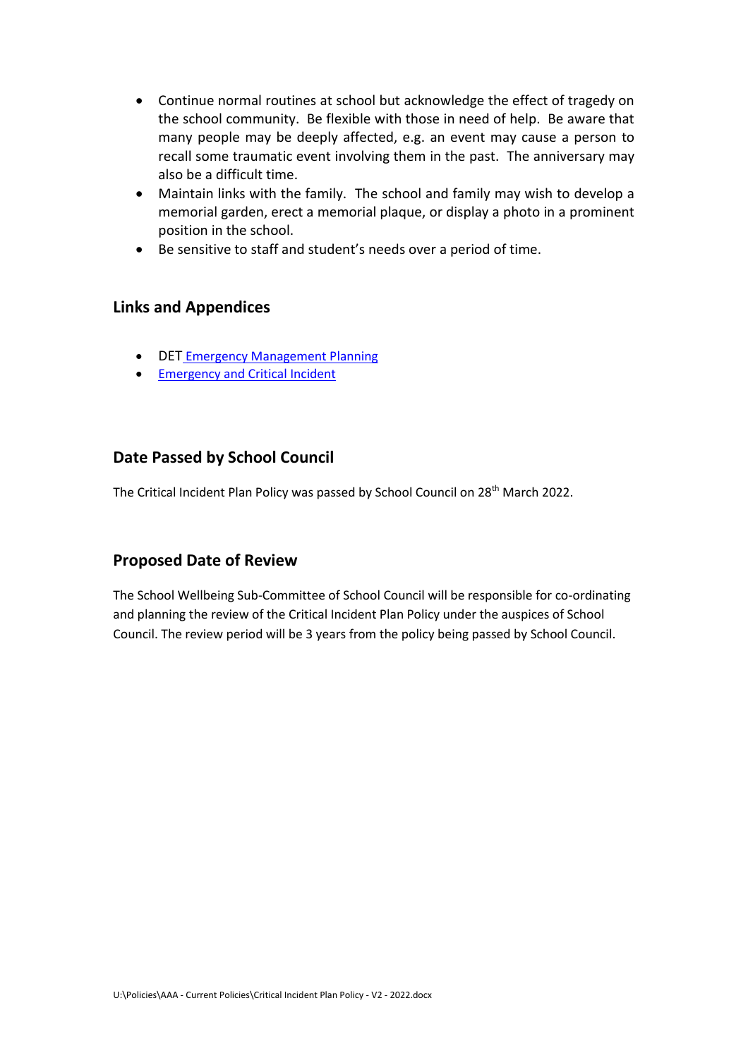- Continue normal routines at school but acknowledge the effect of tragedy on the school community. Be flexible with those in need of help. Be aware that many people may be deeply affected, e.g. an event may cause a person to recall some traumatic event involving them in the past. The anniversary may also be a difficult time.
- Maintain links with the family. The school and family may wish to develop a memorial garden, erect a memorial plaque, or display a photo in a prominent position in the school.
- Be sensitive to staff and student's needs over a period of time.

## Links and Appendices

- DET Emergency Management Planning
- Emergency and Critical Incident

## Date Passed by School Council

The Critical Incident Plan Policy was passed by School Council on 28th March 2022.

## Proposed Date of Review

The School Wellbeing Sub-Committee of School Council will be responsible for co-ordinating and planning the review of the Critical Incident Plan Policy under the auspices of School Council. The review period will be 3 years from the policy being passed by School Council.

U:\Policies\AAA - Current Policies\Critical Incident Plan Policy - V2 - 2022.docx